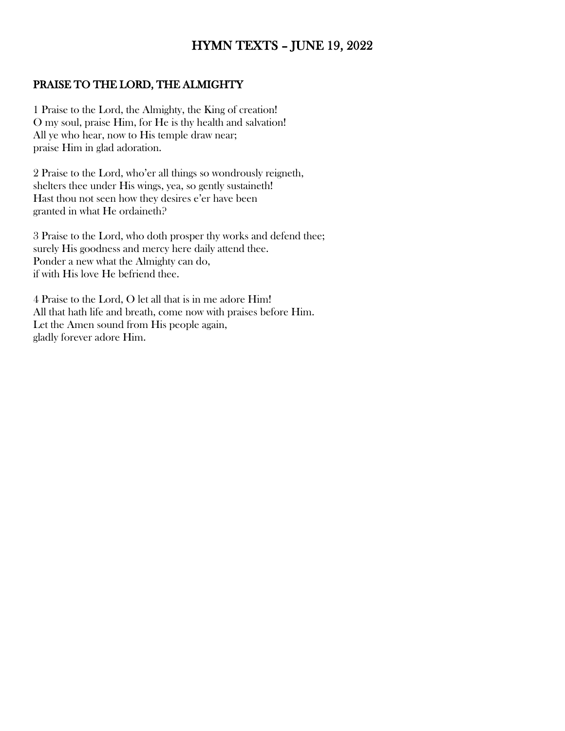# HYMN TEXTS – JUNE 19, 2022

## PRAISE TO THE LORD, THE ALMIGHTY

1 Praise to the Lord, the Almighty, the King of creation!
O my soul, praise Him, for He is thy health and salvation!
All ye who hear, now to His temple draw near;
praise Him in glad adoration.

2 Praise to the Lord, who'er all things so wondrously reigneth,
shelters thee under His wings, yea, so gently sustaineth!
Hast thou not seen how they desires e'er have been
granted in what He ordaineth?

3 Praise to the Lord, who doth prosper thy works and defend thee;
surely His goodness and mercy here daily attend thee.
Ponder a new what the Almighty can do,
if with His love He befriend thee.

4 Praise to the Lord, O let all that is in me adore Him!
All that hath life and breath, come now with praises before Him.
Let the Amen sound from His people again,
gladly forever adore Him.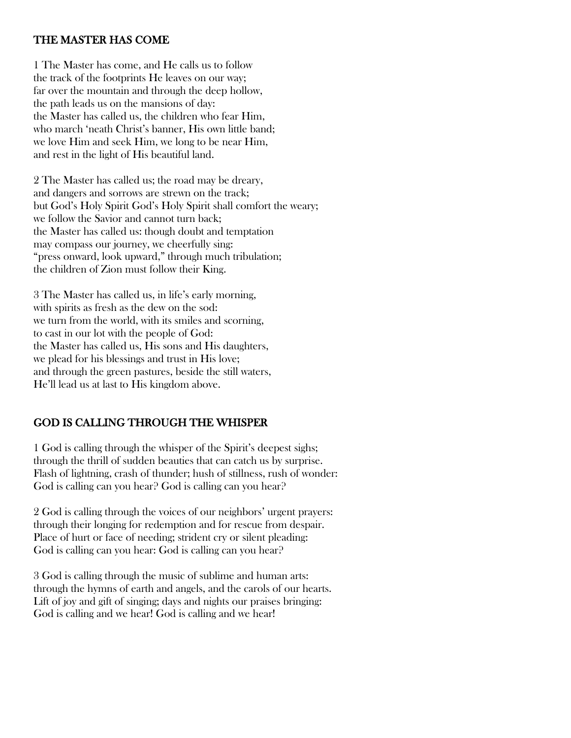## THE MASTER HAS COME

1 The Master has come, and He calls us to follow
the track of the footprints He leaves on our way;
far over the mountain and through the deep hollow,
the path leads us on the mansions of day:
the Master has called us, the children who fear Him,
who march 'neath Christ's banner, His own little band;
we love Him and seek Him, we long to be near Him,
and rest in the light of His beautiful land.

2 The Master has called us; the road may be dreary,
and dangers and sorrows are strewn on the track;
but God's Holy Spirit God's Holy Spirit shall comfort the weary;
we follow the Savior and cannot turn back;
the Master has called us: though doubt and temptation
may compass our journey, we cheerfully sing:
"press onward, look upward," through much tribulation;
the children of Zion must follow their King.

3 The Master has called us, in life's early morning,
with spirits as fresh as the dew on the sod:
we turn from the world, with its smiles and scorning,
to cast in our lot with the people of God:
the Master has called us, His sons and His daughters,
we plead for his blessings and trust in His love;
and through the green pastures, beside the still waters,
He'll lead us at last to His kingdom above.

## GOD IS CALLING THROUGH THE WHISPER

1 God is calling through the whisper of the Spirit's deepest sighs;
through the thrill of sudden beauties that can catch us by surprise.
Flash of lightning, crash of thunder; hush of stillness, rush of wonder:
God is calling can you hear? God is calling can you hear?

2 God is calling through the voices of our neighbors' urgent prayers:
through their longing for redemption and for rescue from despair.
Place of hurt or face of needing; strident cry or silent pleading:
God is calling can you hear: God is calling can you hear?

3 God is calling through the music of sublime and human arts:
through the hymns of earth and angels, and the carols of our hearts.
Lift of joy and gift of singing; days and nights our praises bringing:
God is calling and we hear! God is calling and we hear!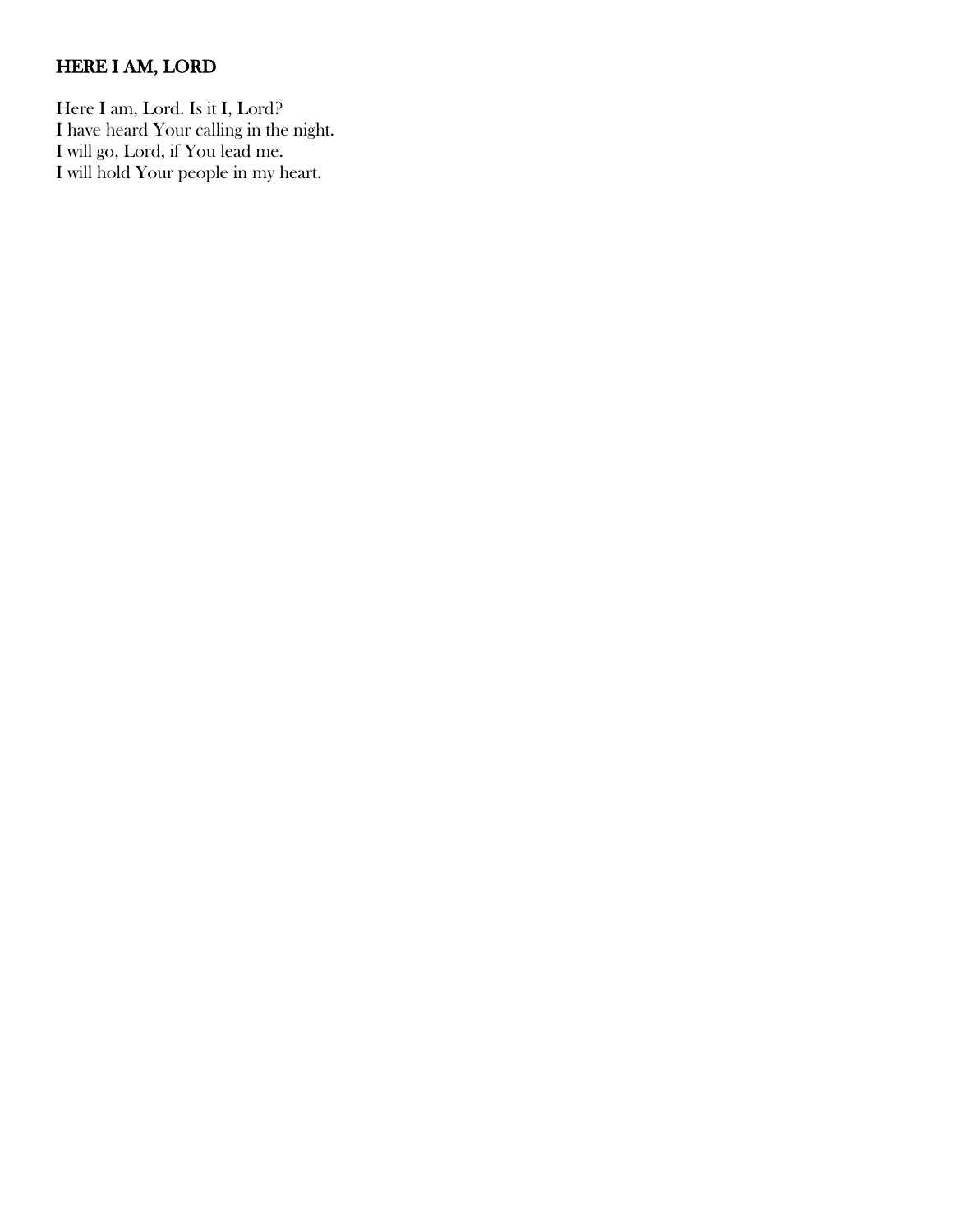# HERE I AM, LORD

Here I am, Lord. Is it I, Lord?
I have heard Your calling in the night.
I will go, Lord, if You lead me.
I will hold Your people in my heart.